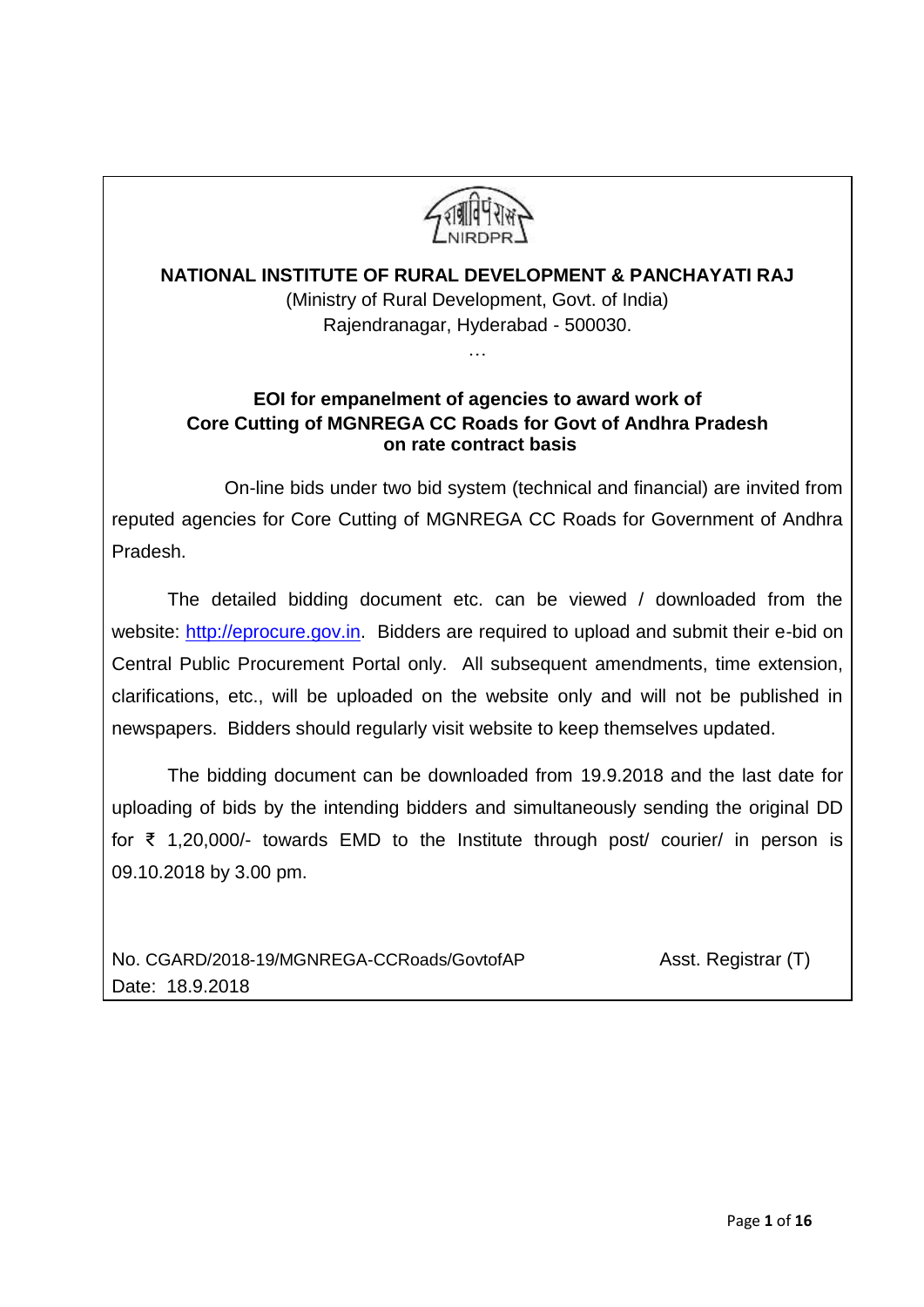**NATIONAL INSTITUTE OF RURAL DEVELOPMENT & PANCHAYATI RAJ**

(Ministry of Rural Development, Govt. of India)

Rajendranagar, Hyderabad - 500030.

…

## EOI for empanelment of agencies to award work of Core Cutting of MGNREGA CC Roads for Govt of Andhra Pradesh on rate contract basis

On-line bids under two bid system (technical and financial) are invited from reputed agencies for Core Cutting of MGNREGA CC Roads for Government of Andhra Pradesh.

The detailed bidding document etc. can be viewed / downloaded from the website: [http://eprocure.gov.in](http://eprocure.gov.in). Bidders are required to upload and submit their e-bid on Central Public Procurement Portal only. All subsequent amendments, time extension, clarifications, etc., will be uploaded on the website only and will not be published in newspapers. Bidders should regularly visit website to keep themselves updated.

The bidding document can be downloaded from 19.9.2018 and the last date for uploading of bids by the intending bidders and simultaneously sending the original DD for ₹ 1,20,000/- towards EMD to the Institute through post/ courier/ in person is 09.10.2018 by 3.00 pm.

No. CGARD/2018-19/MGNREGA-CCRoads/GovtofAP

Date: 18.9.2018

Asst. Registrar (T)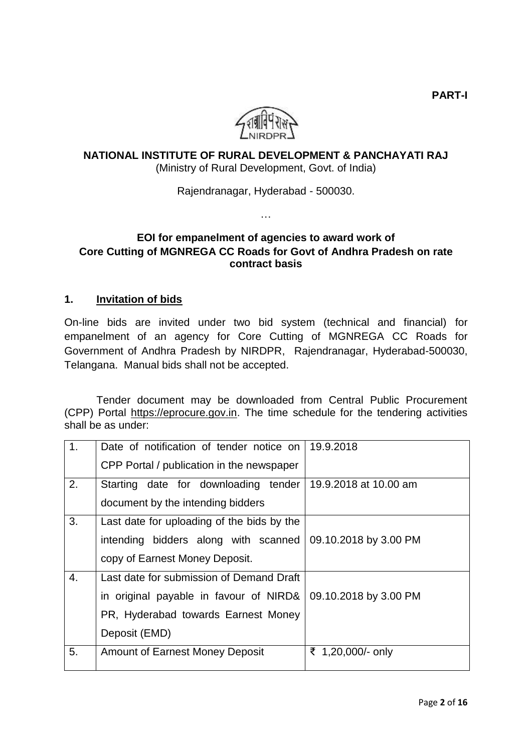**PART-I**

**NATIONAL INSTITUTE OF RURAL DEVELOPMENT & PANCHAYATI RAJ**
(Ministry of Rural Development, Govt. of India)

Rajendranagar, Hyderabad - 500030.

…

**EOI for empanelment of agencies to award work of Core Cutting of MGNREGA CC Roads for Govt of Andhra Pradesh on rate contract basis**

## 1. Invitation of bids

On-line bids are invited under two bid system (technical and financial) for empanelment of an agency for Core Cutting of MGNREGA CC Roads for Government of Andhra Pradesh by NIRDPR, Rajendranagar, Hyderabad-500030, Telangana. Manual bids shall not be accepted.

Tender document may be downloaded from Central Public Procurement (CPP) Portal https://eprocure.gov.in. The time schedule for the tendering activities shall be as under:

| | | |
|---|---|---|
| 1. | Date of notification of tender notice on CPP Portal / publication in the newspaper | 19.9.2018 |
| 2. | Starting date for downloading tender document by the intending bidders | 19.9.2018 at 10.00 am |
| 3. | Last date for uploading of the bids by the intending bidders along with scanned copy of Earnest Money Deposit. | 09.10.2018 by 3.00 PM |
| 4. | Last date for submission of Demand Draft in original payable in favour of NIRD& PR, Hyderabad towards Earnest Money Deposit (EMD) | 09.10.2018 by 3.00 PM |
| 5. | Amount of Earnest Money Deposit | ₹ 1,20,000/- only |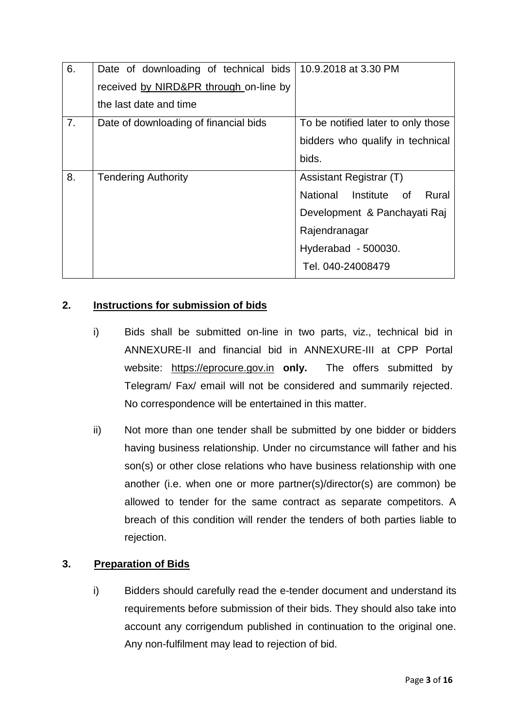| 6. | Date of downloading of technical bids received by NIRD&PR through on-line by the last date and time | 10.9.2018 at 3.30 PM |
|---|---|---|
| 7. | Date of downloading of financial bids | To be notified later to only those bidders who qualify in technical bids. |
| 8. | Tendering Authority | Assistant Registrar (T)<br>National Institute of Rural Development & Panchayati Raj<br>Rajendranagar<br>Hyderabad - 500030.<br>Tel. 040-24008479 |

## 2. Instructions for submission of bids

i) Bids shall be submitted on-line in two parts, viz., technical bid in ANNEXURE-II and financial bid in ANNEXURE-III at CPP Portal website: https://eprocure.gov.in **only.** The offers submitted by Telegram/ Fax/ email will not be considered and summarily rejected. No correspondence will be entertained in this matter.

ii) Not more than one tender shall be submitted by one bidder or bidders having business relationship. Under no circumstance will father and his son(s) or other close relations who have business relationship with one another (i.e. when one or more partner(s)/director(s) are common) be allowed to tender for the same contract as separate competitors. A breach of this condition will render the tenders of both parties liable to rejection.

## 3. Preparation of Bids

i) Bidders should carefully read the e-tender document and understand its requirements before submission of their bids. They should also take into account any corrigendum published in continuation to the original one. Any non-fulfilment may lead to rejection of bid.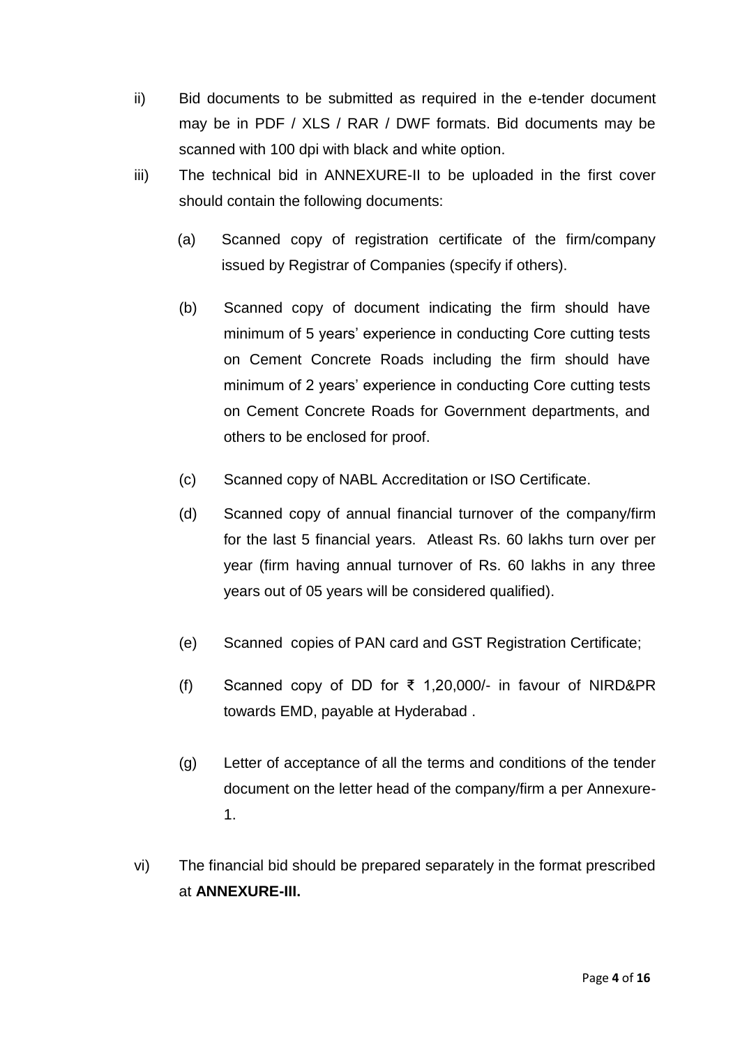ii) Bid documents to be submitted as required in the e-tender document may be in PDF / XLS / RAR / DWF formats. Bid documents may be scanned with 100 dpi with black and white option.

iii) The technical bid in ANNEXURE-II to be uploaded in the first cover should contain the following documents:

(a) Scanned copy of registration certificate of the firm/company issued by Registrar of Companies (specify if others).

(b) Scanned copy of document indicating the firm should have minimum of 5 years' experience in conducting Core cutting tests on Cement Concrete Roads including the firm should have minimum of 2 years' experience in conducting Core cutting tests on Cement Concrete Roads for Government departments, and others to be enclosed for proof.

(c) Scanned copy of NABL Accreditation or ISO Certificate.

(d) Scanned copy of annual financial turnover of the company/firm for the last 5 financial years. Atleast Rs. 60 lakhs turn over per year (firm having annual turnover of Rs. 60 lakhs in any three years out of 05 years will be considered qualified).

(e) Scanned copies of PAN card and GST Registration Certificate;

(f) Scanned copy of DD for ₹ 1,20,000/- in favour of NIRD&PR towards EMD, payable at Hyderabad .

(g) Letter of acceptance of all the terms and conditions of the tender document on the letter head of the company/firm a per Annexure-1.

vi) The financial bid should be prepared separately in the format prescribed at **ANNEXURE-III.**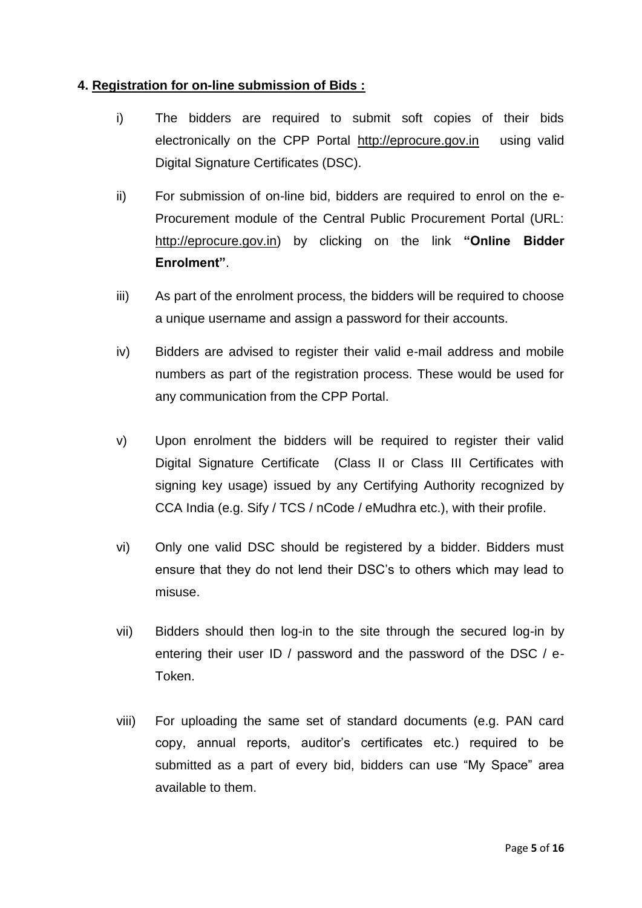#### 4. Registration for on-line submission of Bids :

i) The bidders are required to submit soft copies of their bids electronically on the CPP Portal http://eprocure.gov.in using valid Digital Signature Certificates (DSC).

ii) For submission of on-line bid, bidders are required to enrol on the e-Procurement module of the Central Public Procurement Portal (URL: http://eprocure.gov.in) by clicking on the link **"Online Bidder Enrolment"**.

iii) As part of the enrolment process, the bidders will be required to choose a unique username and assign a password for their accounts.

iv) Bidders are advised to register their valid e-mail address and mobile numbers as part of the registration process. These would be used for any communication from the CPP Portal.

v) Upon enrolment the bidders will be required to register their valid Digital Signature Certificate (Class II or Class III Certificates with signing key usage) issued by any Certifying Authority recognized by CCA India (e.g. Sify / TCS / nCode / eMudhra etc.), with their profile.

vi) Only one valid DSC should be registered by a bidder. Bidders must ensure that they do not lend their DSC's to others which may lead to misuse.

vii) Bidders should then log-in to the site through the secured log-in by entering their user ID / password and the password of the DSC / e-Token.

viii) For uploading the same set of standard documents (e.g. PAN card copy, annual reports, auditor's certificates etc.) required to be submitted as a part of every bid, bidders can use "My Space" area available to them.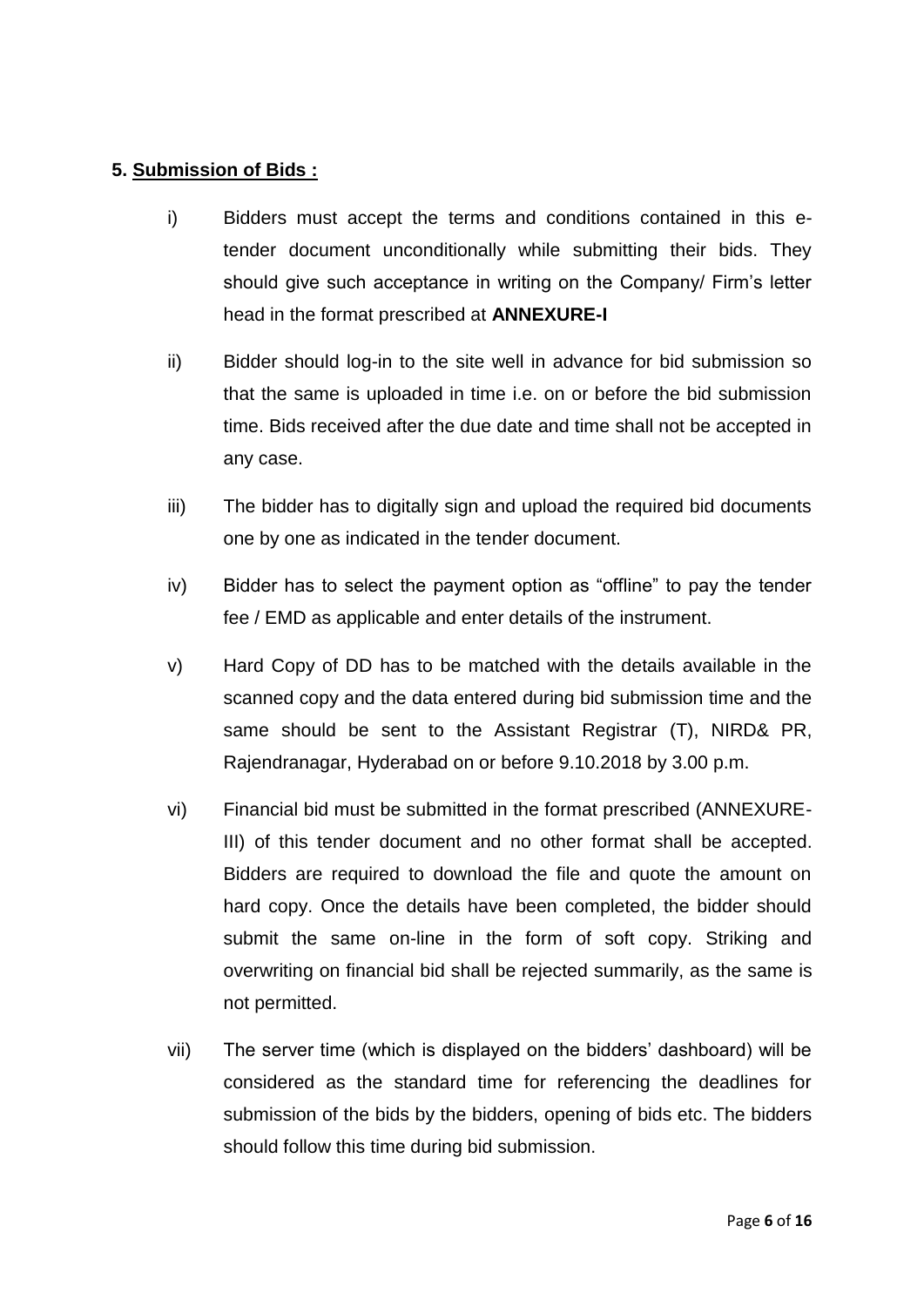**5. Submission of Bids :**

i) Bidders must accept the terms and conditions contained in this e-tender document unconditionally while submitting their bids. They should give such acceptance in writing on the Company/ Firm's letter head in the format prescribed at **ANNEXURE-I**

ii) Bidder should log-in to the site well in advance for bid submission so that the same is uploaded in time i.e. on or before the bid submission time. Bids received after the due date and time shall not be accepted in any case.

iii) The bidder has to digitally sign and upload the required bid documents one by one as indicated in the tender document.

iv) Bidder has to select the payment option as "offline" to pay the tender fee / EMD as applicable and enter details of the instrument.

v) Hard Copy of DD has to be matched with the details available in the scanned copy and the data entered during bid submission time and the same should be sent to the Assistant Registrar (T), NIRD& PR, Rajendranagar, Hyderabad on or before 9.10.2018 by 3.00 p.m.

vi) Financial bid must be submitted in the format prescribed (ANNEXURE-III) of this tender document and no other format shall be accepted. Bidders are required to download the file and quote the amount on hard copy. Once the details have been completed, the bidder should submit the same on-line in the form of soft copy. Striking and overwriting on financial bid shall be rejected summarily, as the same is not permitted.

vii) The server time (which is displayed on the bidders' dashboard) will be considered as the standard time for referencing the deadlines for submission of the bids by the bidders, opening of bids etc. The bidders should follow this time during bid submission.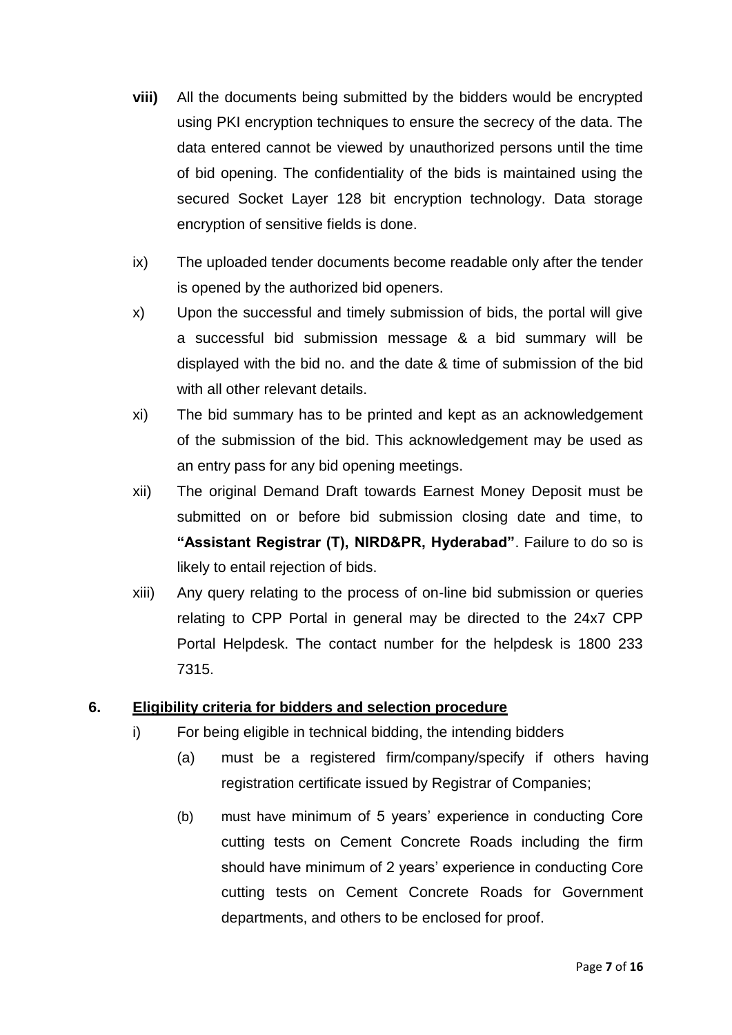**viii)** All the documents being submitted by the bidders would be encrypted using PKI encryption techniques to ensure the secrecy of the data. The data entered cannot be viewed by unauthorized persons until the time of bid opening. The confidentiality of the bids is maintained using the secured Socket Layer 128 bit encryption technology. Data storage encryption of sensitive fields is done.

ix) The uploaded tender documents become readable only after the tender is opened by the authorized bid openers.

x) Upon the successful and timely submission of bids, the portal will give a successful bid submission message & a bid summary will be displayed with the bid no. and the date & time of submission of the bid with all other relevant details.

xi) The bid summary has to be printed and kept as an acknowledgement of the submission of the bid. This acknowledgement may be used as an entry pass for any bid opening meetings.

xii) The original Demand Draft towards Earnest Money Deposit must be submitted on or before bid submission closing date and time, to **"Assistant Registrar (T), NIRD&PR, Hyderabad"**. Failure to do so is likely to entail rejection of bids.

xiii) Any query relating to the process of on-line bid submission or queries relating to CPP Portal in general may be directed to the 24x7 CPP Portal Helpdesk. The contact number for the helpdesk is 1800 233 7315.

## 6. Eligibility criteria for bidders and selection procedure

i) For being eligible in technical bidding, the intending bidders

(a) must be a registered firm/company/specify if others having registration certificate issued by Registrar of Companies;

(b) must have minimum of 5 years' experience in conducting Core cutting tests on Cement Concrete Roads including the firm should have minimum of 2 years' experience in conducting Core cutting tests on Cement Concrete Roads for Government departments, and others to be enclosed for proof.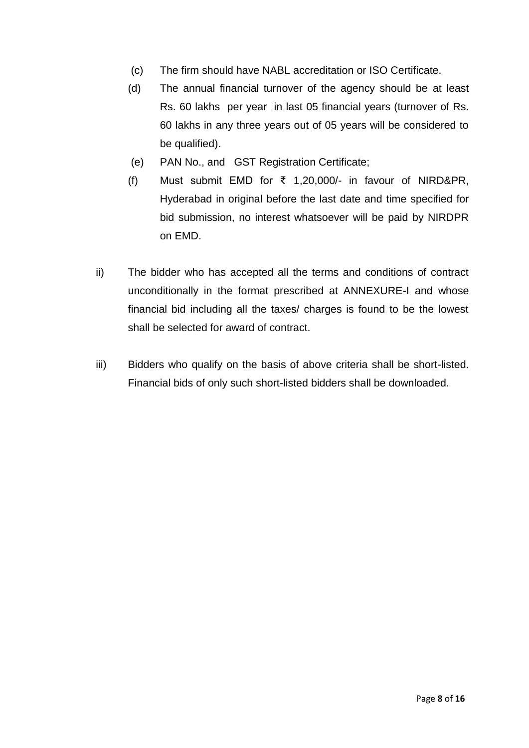(c) The firm should have NABL accreditation or ISO Certificate.

(d) The annual financial turnover of the agency should be at least Rs. 60 lakhs per year in last 05 financial years (turnover of Rs. 60 lakhs in any three years out of 05 years will be considered to be qualified).

(e) PAN No., and GST Registration Certificate;

(f) Must submit EMD for ₹ 1,20,000/- in favour of NIRD&PR, Hyderabad in original before the last date and time specified for bid submission, no interest whatsoever will be paid by NIRDPR on EMD.

ii) The bidder who has accepted all the terms and conditions of contract unconditionally in the format prescribed at ANNEXURE-I and whose financial bid including all the taxes/ charges is found to be the lowest shall be selected for award of contract.

iii) Bidders who qualify on the basis of above criteria shall be short-listed. Financial bids of only such short-listed bidders shall be downloaded.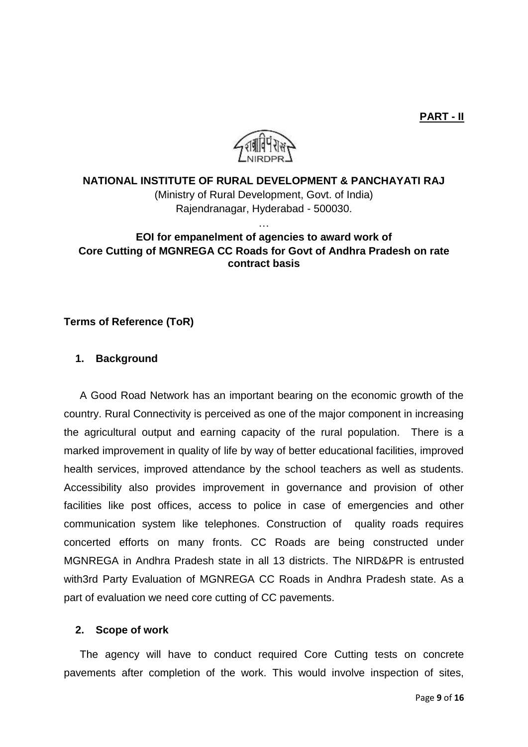**PART - II**

**NATIONAL INSTITUTE OF RURAL DEVELOPMENT & PANCHAYATI RAJ**

(Ministry of Rural Development, Govt. of India)
Rajendranagar, Hyderabad - 500030.

…

**EOI for empanelment of agencies to award work of Core Cutting of MGNREGA CC Roads for Govt of Andhra Pradesh on rate contract basis**

**Terms of Reference (ToR)**

## 1. Background

A Good Road Network has an important bearing on the economic growth of the country. Rural Connectivity is perceived as one of the major component in increasing the agricultural output and earning capacity of the rural population. There is a marked improvement in quality of life by way of better educational facilities, improved health services, improved attendance by the school teachers as well as students. Accessibility also provides improvement in governance and provision of other facilities like post offices, access to police in case of emergencies and other communication system like telephones. Construction of quality roads requires concerted efforts on many fronts. CC Roads are being constructed under MGNREGA in Andhra Pradesh state in all 13 districts. The NIRD&PR is entrusted with3rd Party Evaluation of MGNREGA CC Roads in Andhra Pradesh state. As a part of evaluation we need core cutting of CC pavements.

## 2. Scope of work

The agency will have to conduct required Core Cutting tests on concrete pavements after completion of the work. This would involve inspection of sites,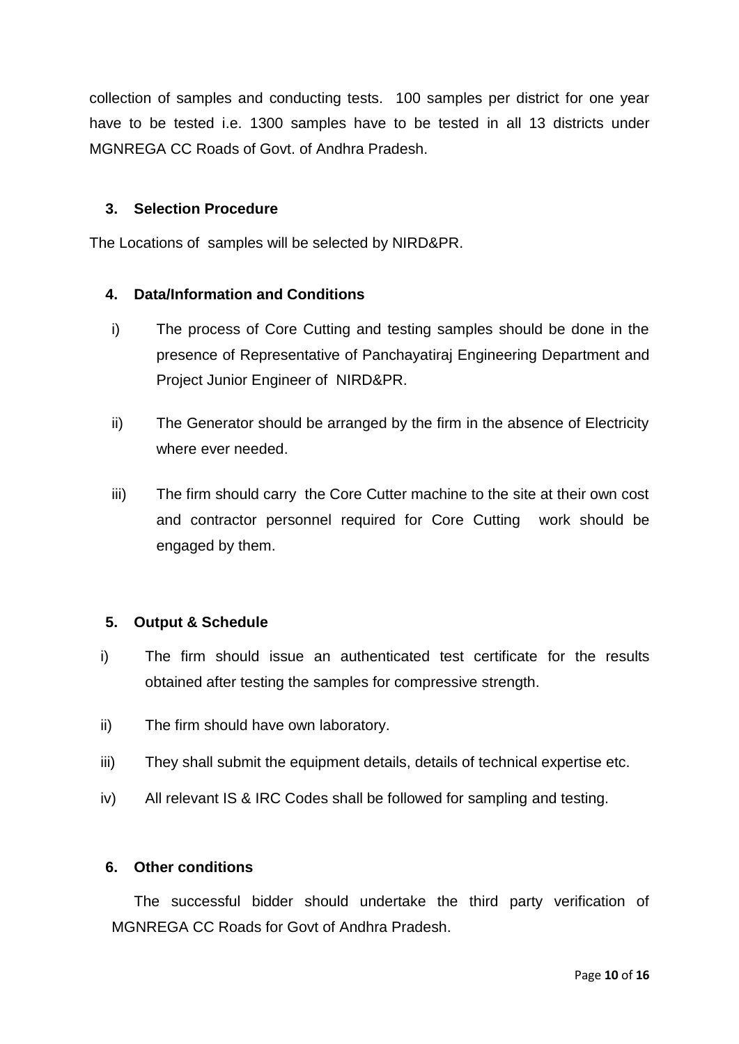collection of samples and conducting tests. 100 samples per district for one year have to be tested i.e. 1300 samples have to be tested in all 13 districts under MGNREGA CC Roads of Govt. of Andhra Pradesh.

### 3. Selection Procedure

The Locations of samples will be selected by NIRD&PR.

### 4. Data/Information and Conditions

i) The process of Core Cutting and testing samples should be done in the presence of Representative of Panchayatiraj Engineering Department and Project Junior Engineer of NIRD&PR.

ii) The Generator should be arranged by the firm in the absence of Electricity where ever needed.

iii) The firm should carry the Core Cutter machine to the site at their own cost and contractor personnel required for Core Cutting work should be engaged by them.

### 5. Output & Schedule

i) The firm should issue an authenticated test certificate for the results obtained after testing the samples for compressive strength.

ii) The firm should have own laboratory.

iii) They shall submit the equipment details, details of technical expertise etc.

iv) All relevant IS & IRC Codes shall be followed for sampling and testing.

### 6. Other conditions

The successful bidder should undertake the third party verification of MGNREGA CC Roads for Govt of Andhra Pradesh.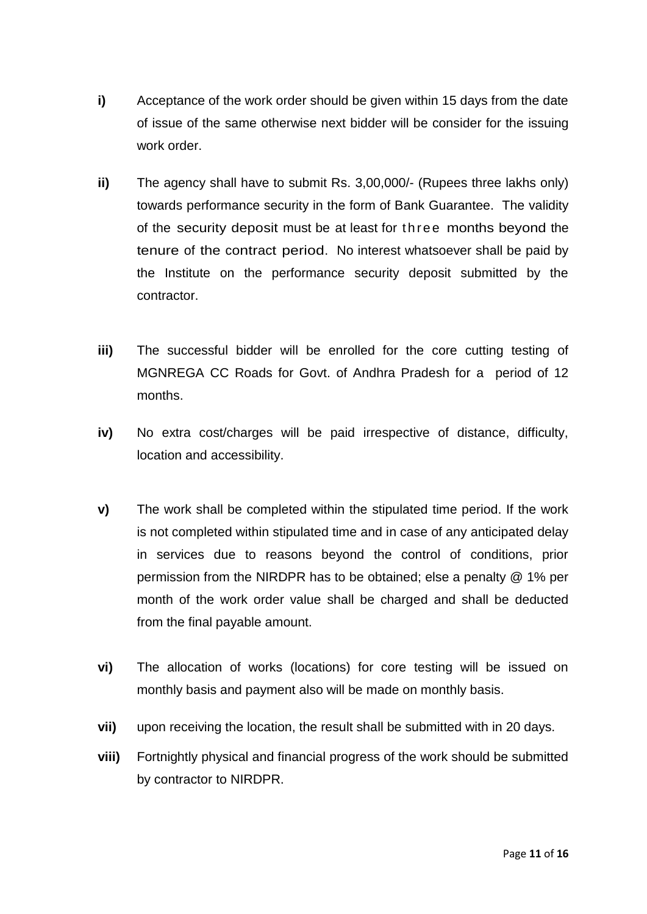**i)** Acceptance of the work order should be given within 15 days from the date of issue of the same otherwise next bidder will be consider for the issuing work order.

**ii)** The agency shall have to submit Rs. 3,00,000/- (Rupees three lakhs only) towards performance security in the form of Bank Guarantee. The validity of the security deposit must be at least for three months beyond the tenure of the contract period. No interest whatsoever shall be paid by the Institute on the performance security deposit submitted by the contractor.

**iii)** The successful bidder will be enrolled for the core cutting testing of MGNREGA CC Roads for Govt. of Andhra Pradesh for a period of 12 months.

**iv)** No extra cost/charges will be paid irrespective of distance, difficulty, location and accessibility.

**v)** The work shall be completed within the stipulated time period. If the work is not completed within stipulated time and in case of any anticipated delay in services due to reasons beyond the control of conditions, prior permission from the NIRDPR has to be obtained; else a penalty @ 1% per month of the work order value shall be charged and shall be deducted from the final payable amount.

**vi)** The allocation of works (locations) for core testing will be issued on monthly basis and payment also will be made on monthly basis.

**vii)** upon receiving the location, the result shall be submitted with in 20 days.

**viii)** Fortnightly physical and financial progress of the work should be submitted by contractor to NIRDPR.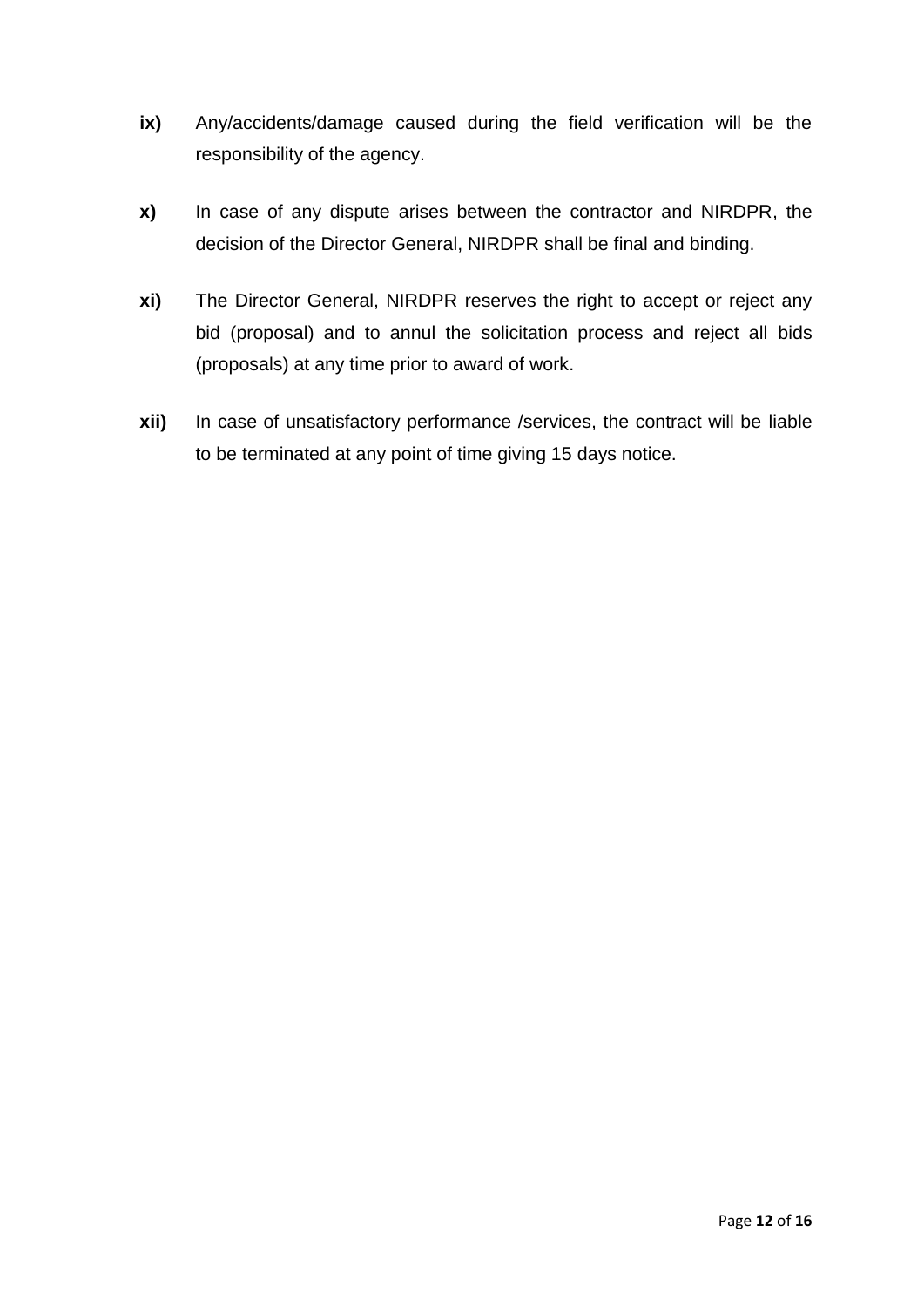**ix)** Any/accidents/damage caused during the field verification will be the responsibility of the agency.

**x)** In case of any dispute arises between the contractor and NIRDPR, the decision of the Director General, NIRDPR shall be final and binding.

**xi)** The Director General, NIRDPR reserves the right to accept or reject any bid (proposal) and to annul the solicitation process and reject all bids (proposals) at any time prior to award of work.

**xii)** In case of unsatisfactory performance /services, the contract will be liable to be terminated at any point of time giving 15 days notice.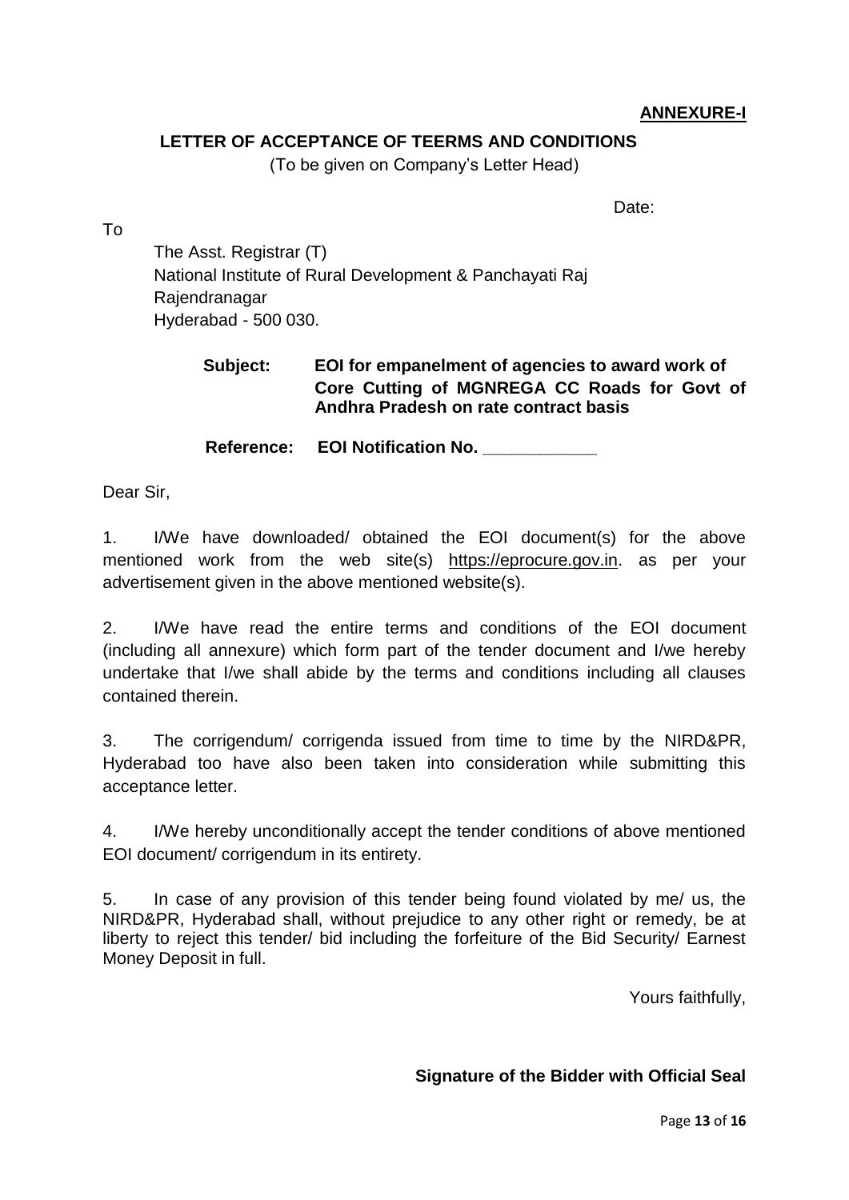**ANNEXURE-I**

**LETTER OF ACCEPTANCE OF TEERMS AND CONDITIONS**

(To be given on Company's Letter Head)

Date:

To

The Asst. Registrar (T)
National Institute of Rural Development & Panchayati Raj
Rajendranagar
Hyderabad - 500 030.

**Subject: EOI for empanelment of agencies to award work of Core Cutting of MGNREGA CC Roads for Govt of Andhra Pradesh on rate contract basis**

**Reference: EOI Notification No. ____________**

Dear Sir,

1. I/We have downloaded/ obtained the EOI document(s) for the above mentioned work from the web site(s) https://eprocure.gov.in. as per your advertisement given in the above mentioned website(s).

2. I/We have read the entire terms and conditions of the EOI document (including all annexure) which form part of the tender document and I/we hereby undertake that I/we shall abide by the terms and conditions including all clauses contained therein.

3. The corrigendum/ corrigenda issued from time to time by the NIRD&PR, Hyderabad too have also been taken into consideration while submitting this acceptance letter.

4. I/We hereby unconditionally accept the tender conditions of above mentioned EOI document/ corrigendum in its entirety.

5. In case of any provision of this tender being found violated by me/ us, the NIRD&PR, Hyderabad shall, without prejudice to any other right or remedy, be at liberty to reject this tender/ bid including the forfeiture of the Bid Security/ Earnest Money Deposit in full.

Yours faithfully,

**Signature of the Bidder with Official Seal**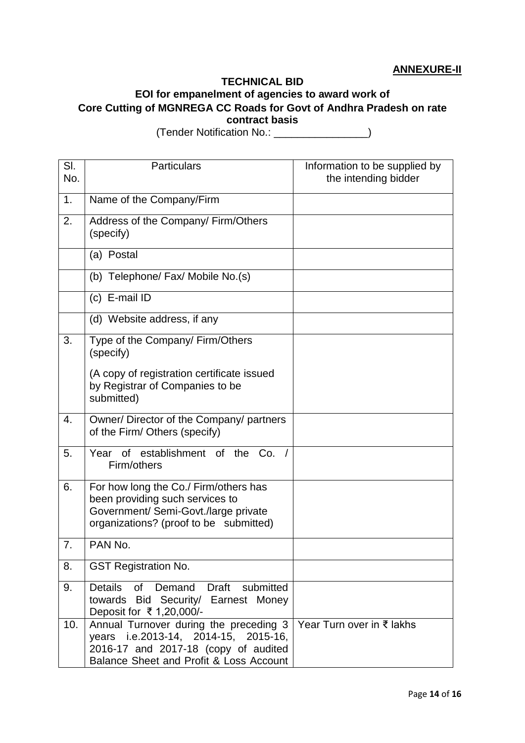**ANNEXURE-II**

**TECHNICAL BID**

**EOI for empanelment of agencies to award work of Core Cutting of MGNREGA CC Roads for Govt of Andhra Pradesh on rate contract basis**

(Tender Notification No.: ________________)

| Sl. No. | Particulars | Information to be supplied by the intending bidder |
|---|---|---|
| 1. | Name of the Company/Firm | |
| 2. | Address of the Company/ Firm/Others (specify) | |
| | (a) Postal | |
| | (b) Telephone/ Fax/ Mobile No.(s) | |
| | (c) E-mail ID | |
| | (d) Website address, if any | |
| 3. | Type of the Company/ Firm/Others (specify)<br><br>(A copy of registration certificate issued by Registrar of Companies to be submitted) | |
| 4. | Owner/ Director of the Company/ partners of the Firm/ Others (specify) | |
| 5. | Year of establishment of the Co. / Firm/others | |
| 6. | For how long the Co./ Firm/others has been providing such services to Government/ Semi-Govt./large private organizations? (proof to be submitted) | |
| 7. | PAN No. | |
| 8. | GST Registration No. | |
| 9. | Details of Demand Draft submitted towards Bid Security/ Earnest Money Deposit for ₹ 1,20,000/- | |
| 10. | Annual Turnover during the preceding 3 years i.e.2013-14, 2014-15, 2015-16, 2016-17 and 2017-18 (copy of audited Balance Sheet and Profit & Loss Account | Year Turn over in ₹ lakhs |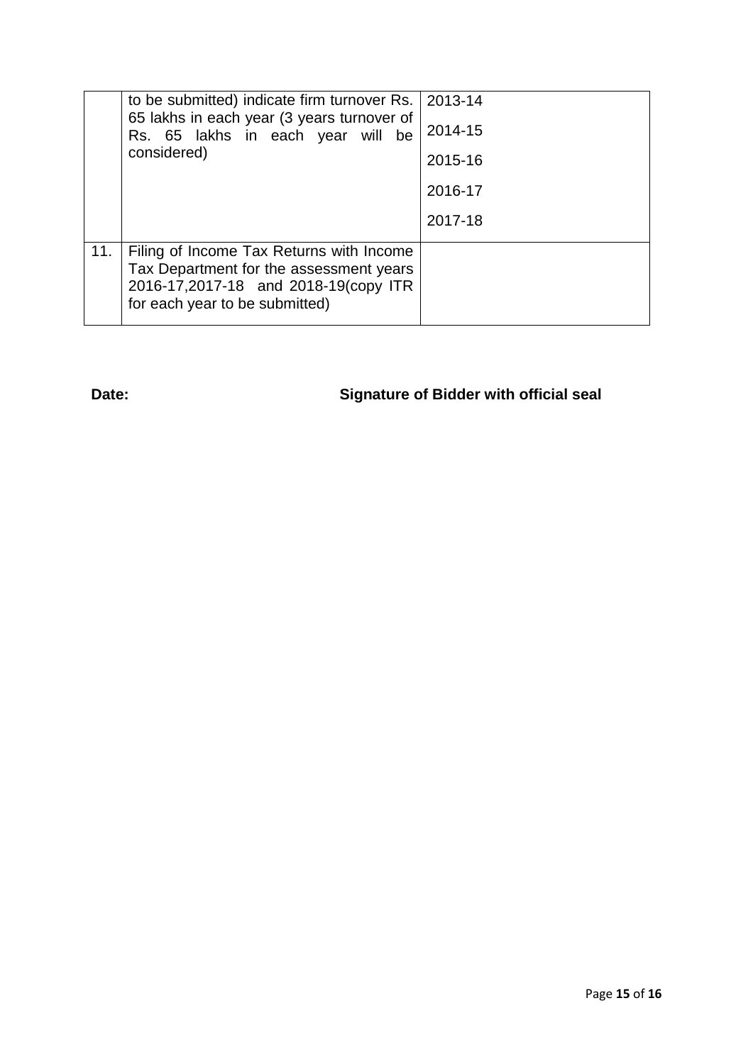| | | |
|---|---|---|
| | to be submitted) indicate firm turnover Rs. 65 lakhs in each year (3 years turnover of Rs. 65 lakhs in each year will be considered) | 2013-14<br>2014-15<br>2015-16<br>2016-17<br>2017-18 |
| 11. | Filing of Income Tax Returns with Income Tax Department for the assessment years 2016-17,2017-18 and 2018-19(copy ITR for each year to be submitted) | |

**Date:** **Signature of Bidder with official seal**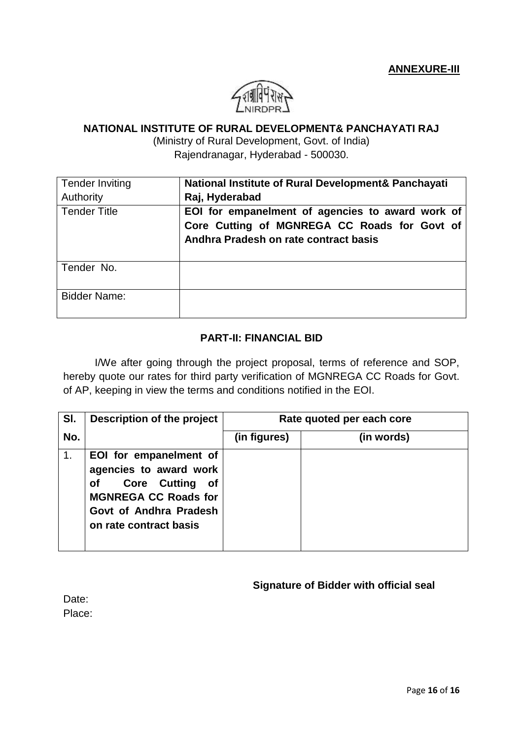**ANNEXURE-III**

**NATIONAL INSTITUTE OF RURAL DEVELOPMENT& PANCHAYATI RAJ**

(Ministry of Rural Development, Govt. of India)

Rajendranagar, Hyderabad - 500030.

| | |
|---|---|
| Tender Inviting Authority | **National Institute of Rural Development& Panchayati Raj, Hyderabad** |
| Tender Title | **EOI for empanelment of agencies to award work of Core Cutting of MGNREGA CC Roads for Govt of Andhra Pradesh on rate contract basis** |
| Tender No. | |
| Bidder Name: | |

## PART-II: FINANCIAL BID

I/We after going through the project proposal, terms of reference and SOP, hereby quote our rates for third party verification of MGNREGA CC Roads for Govt. of AP, keeping in view the terms and conditions notified in the EOI.

| **Sl. No.** | **Description of the project** | **Rate quoted per each core** | |
|---|---|---|---|
| | | **(in figures)** | **(in words)** |
| 1. | **EOI for empanelment of agencies to award work of Core Cutting of MGNREGA CC Roads for Govt of Andhra Pradesh on rate contract basis** | | |

**Signature of Bidder with official seal**

Date:

Place: